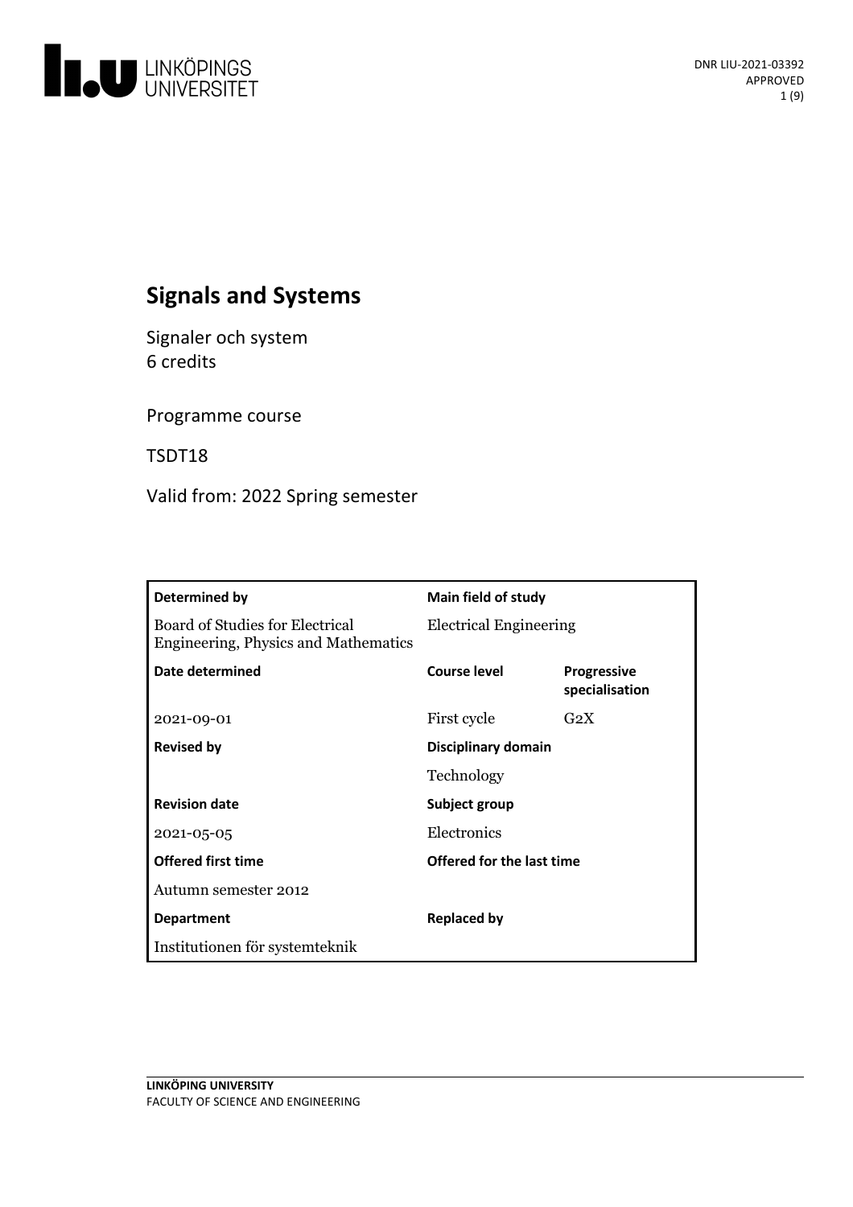# Signals and Systems

Signaler och system
6 credits

Programme course

TSDT18

Valid from: 2022 Spring semester

| Determined by | Main field of study | |
|---|---|---|
| Board of Studies for Electrical Engineering, Physics and Mathematics | Electrical Engineering | |
| **Date determined** | **Course level** | **Progressive specialisation** |
| 2021-09-01 | First cycle | G2X |
| **Revised by** | **Disciplinary domain** | |
| | Technology | |
| **Revision date** | **Subject group** | |
| 2021-05-05 | Electronics | |
| **Offered first time** | **Offered for the last time** | |
| Autumn semester 2012 | | |
| **Department** | **Replaced by** | |
| Institutionen för systemteknik | | |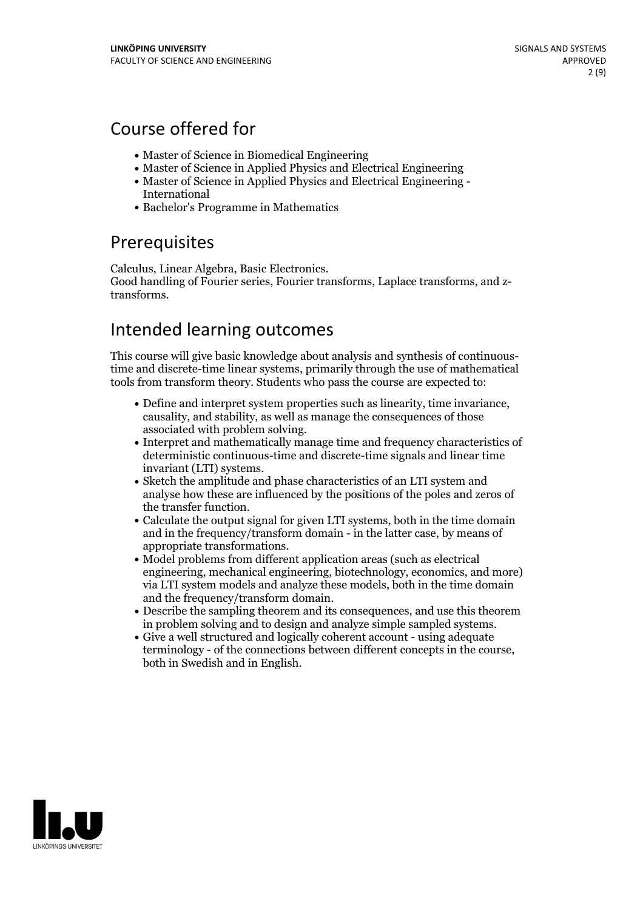## Course offered for

- Master of Science in Biomedical Engineering
- Master of Science in Applied Physics and Electrical Engineering
- Master of Science in Applied Physics and Electrical Engineering - International
- Bachelor's Programme in Mathematics

## Prerequisites

Calculus, Linear Algebra, Basic Electronics.
Good handling of Fourier series, Fourier transforms, Laplace transforms, and z-transforms.

## Intended learning outcomes

This course will give basic knowledge about analysis and synthesis of continuous-time and discrete-time linear systems, primarily through the use of mathematical tools from transform theory. Students who pass the course are expected to:

- Define and interpret system properties such as linearity, time invariance, causality, and stability, as well as manage the consequences of those associated with problem solving.
- Interpret and mathematically manage time and frequency characteristics of deterministic continuous-time and discrete-time signals and linear time invariant (LTI) systems.
- Sketch the amplitude and phase characteristics of an LTI system and analyse how these are influenced by the positions of the poles and zeros of the transfer function.
- Calculate the output signal for given LTI systems, both in the time domain and in the frequency/transform domain - in the latter case, by means of appropriate transformations.
- Model problems from different application areas (such as electrical engineering, mechanical engineering, biotechnology, economics, and more) via LTI system models and analyze these models, both in the time domain and the frequency/transform domain.
- Describe the sampling theorem and its consequences, and use this theorem in problem solving and to design and analyze simple sampled systems.
- Give a well structured and logically coherent account - using adequate terminology - of the connections between different concepts in the course, both in Swedish and in English.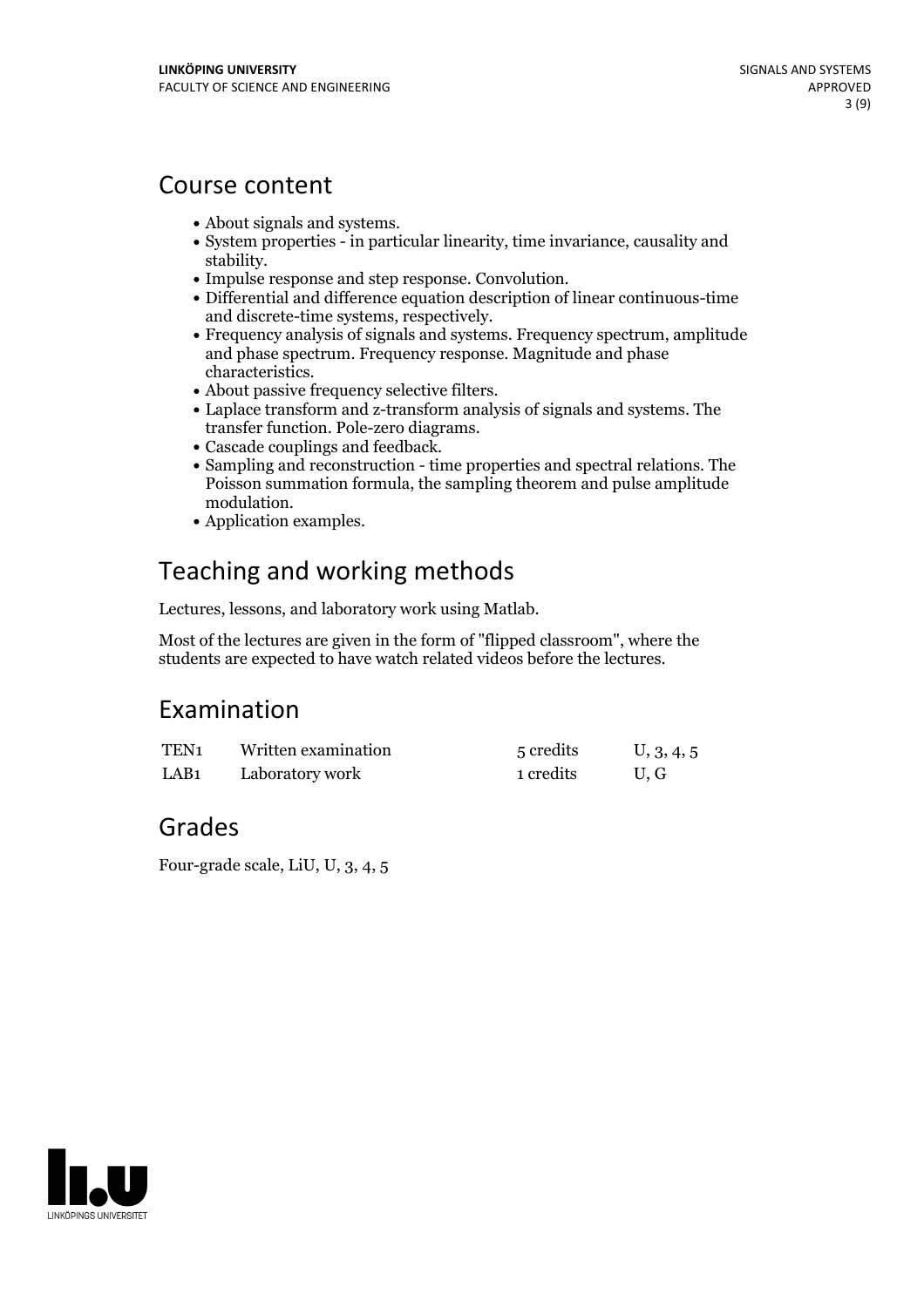## Course content

- About signals and systems.
- System properties - in particular linearity, time invariance, causality and stability.
- Impulse response and step response. Convolution.
- Differential and difference equation description of linear continuous-time and discrete-time systems, respectively.
- Frequency analysis of signals and systems. Frequency spectrum, amplitude and phase spectrum. Frequency response. Magnitude and phase characteristics.
- About passive frequency selective filters.
- Laplace transform and z-transform analysis of signals and systems. The transfer function. Pole-zero diagrams.
- Cascade couplings and feedback.
- Sampling and reconstruction - time properties and spectral relations. The Poisson summation formula, the sampling theorem and pulse amplitude modulation.
- Application examples.

## Teaching and working methods

Lectures, lessons, and laboratory work using Matlab.

Most of the lectures are given in the form of "flipped classroom", where the students are expected to have watch related videos before the lectures.

## Examination

| | | | |
|---|---|---|---|
| TEN1 | Written examination | 5 credits | U, 3, 4, 5 |
| LAB1 | Laboratory work | 1 credits | U, G |

## Grades

Four-grade scale, LiU, U, 3, 4, 5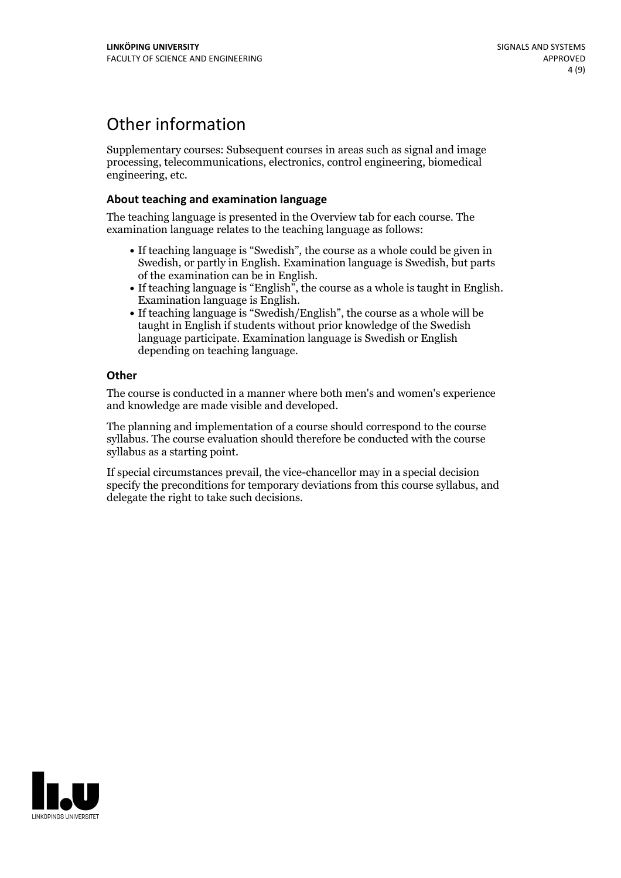# Other information

Supplementary courses: Subsequent courses in areas such as signal and image processing, telecommunications, electronics, control engineering, biomedical engineering, etc.

### About teaching and examination language

The teaching language is presented in the Overview tab for each course. The examination language relates to the teaching language as follows:

- If teaching language is "Swedish", the course as a whole could be given in Swedish, or partly in English. Examination language is Swedish, but parts of the examination can be in English.
- If teaching language is "English", the course as a whole is taught in English. Examination language is English.
- If teaching language is "Swedish/English", the course as a whole will be taught in English if students without prior knowledge of the Swedish language participate. Examination language is Swedish or English depending on teaching language.

### Other

The course is conducted in a manner where both men's and women's experience and knowledge are made visible and developed.

The planning and implementation of a course should correspond to the course syllabus. The course evaluation should therefore be conducted with the course syllabus as a starting point.

If special circumstances prevail, the vice-chancellor may in a special decision specify the preconditions for temporary deviations from this course syllabus, and delegate the right to take such decisions.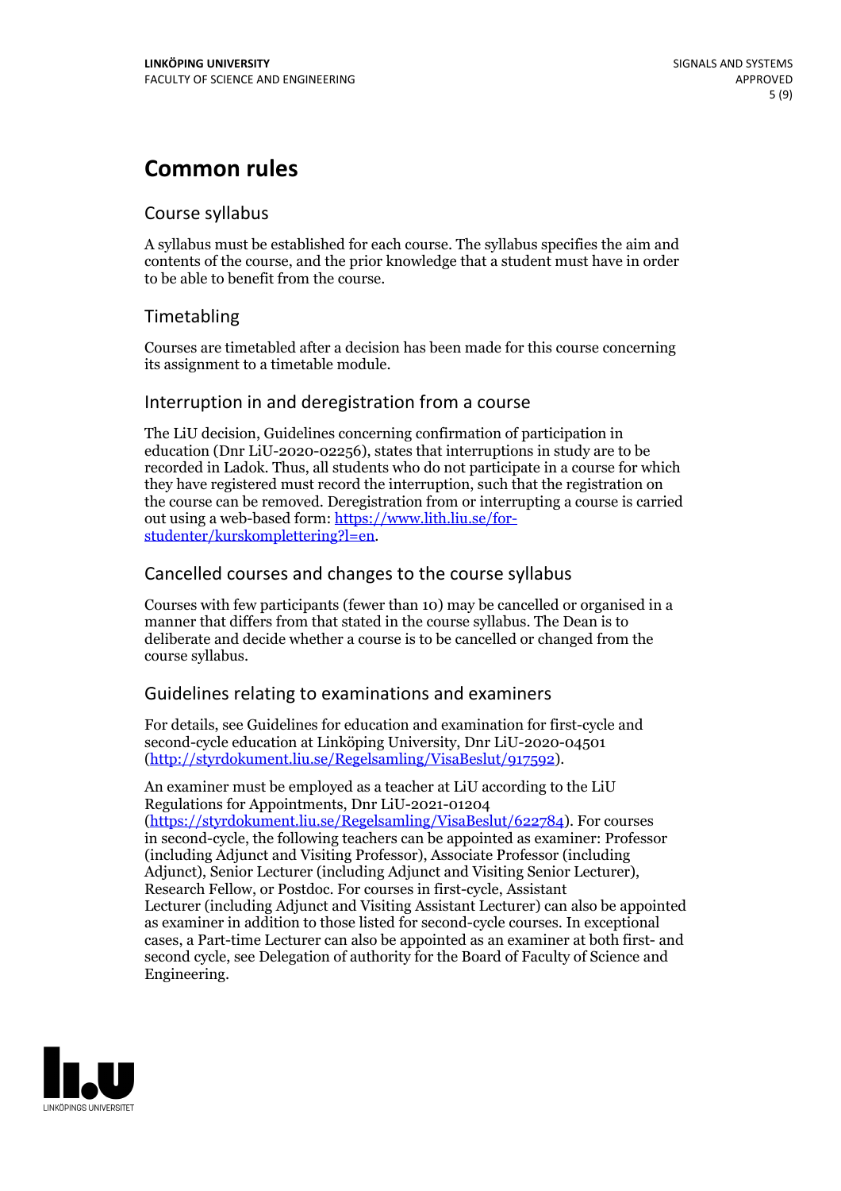# Common rules

## Course syllabus

A syllabus must be established for each course. The syllabus specifies the aim and contents of the course, and the prior knowledge that a student must have in order to be able to benefit from the course.

## Timetabling

Courses are timetabled after a decision has been made for this course concerning its assignment to a timetable module.

## Interruption in and deregistration from a course

The LiU decision, Guidelines concerning confirmation of participation in education (Dnr LiU-2020-02256), states that interruptions in study are to be recorded in Ladok. Thus, all students who do not participate in a course for which they have registered must record the interruption, such that the registration on the course can be removed. Deregistration from or interrupting a course is carried out using a web-based form: https://www.lith.liu.se/for-studenter/kurskomplettering?l=en.

## Cancelled courses and changes to the course syllabus

Courses with few participants (fewer than 10) may be cancelled or organised in a manner that differs from that stated in the course syllabus. The Dean is to deliberate and decide whether a course is to be cancelled or changed from the course syllabus.

## Guidelines relating to examinations and examiners

For details, see Guidelines for education and examination for first-cycle and second-cycle education at Linköping University, Dnr LiU-2020-04501 (http://styrdokument.liu.se/Regelsamling/VisaBeslut/917592).

An examiner must be employed as a teacher at LiU according to the LiU Regulations for Appointments, Dnr LiU-2021-01204 (https://styrdokument.liu.se/Regelsamling/VisaBeslut/622784). For courses in second-cycle, the following teachers can be appointed as examiner: Professor (including Adjunct and Visiting Professor), Associate Professor (including Adjunct), Senior Lecturer (including Adjunct and Visiting Senior Lecturer), Research Fellow, or Postdoc. For courses in first-cycle, Assistant Lecturer (including Adjunct and Visiting Assistant Lecturer) can also be appointed as examiner in addition to those listed for second-cycle courses. In exceptional cases, a Part-time Lecturer can also be appointed as an examiner at both first- and second cycle, see Delegation of authority for the Board of Faculty of Science and Engineering.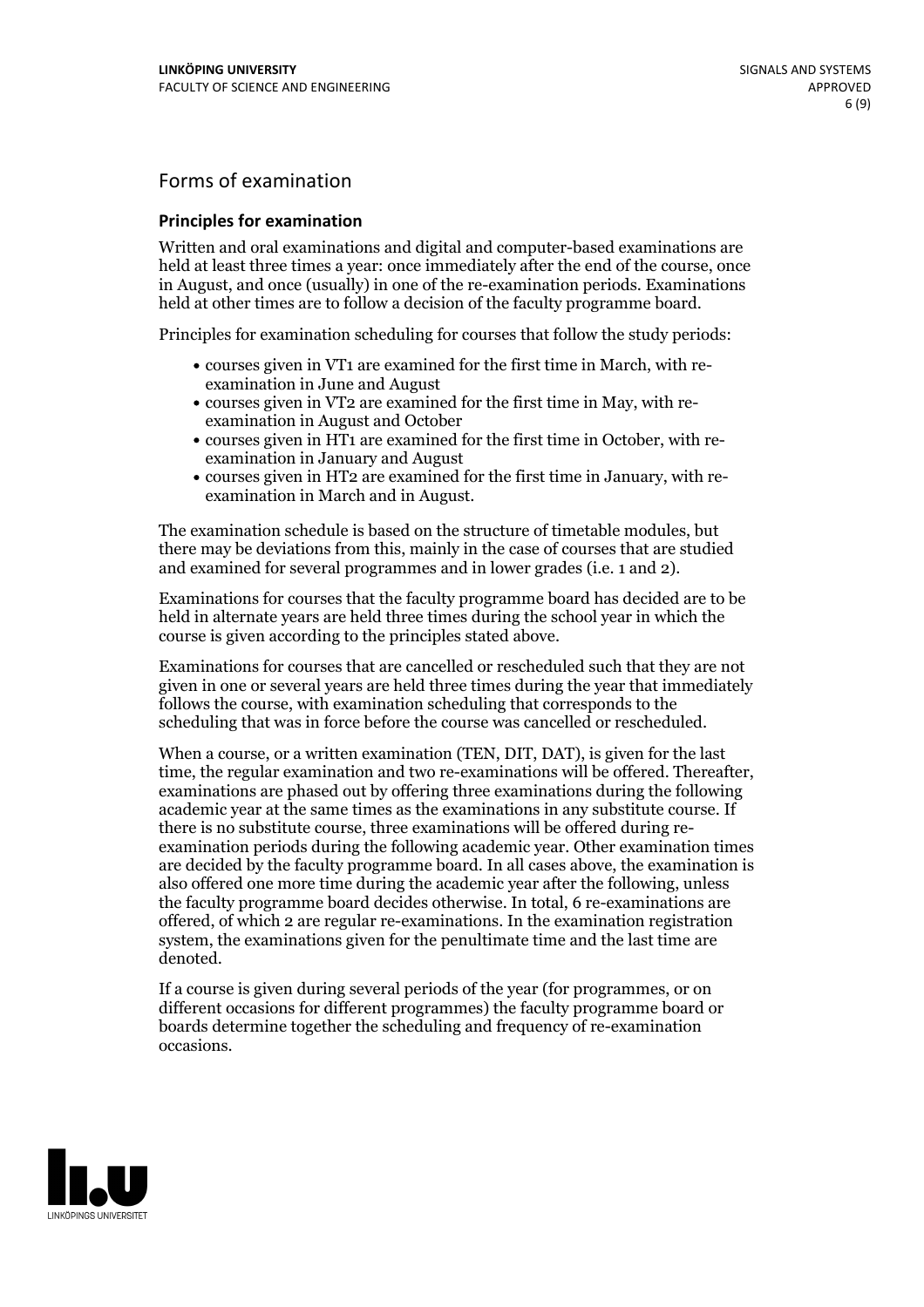# Forms of examination

### Principles for examination

Written and oral examinations and digital and computer-based examinations are held at least three times a year: once immediately after the end of the course, once in August, and once (usually) in one of the re-examination periods. Examinations held at other times are to follow a decision of the faculty programme board.

Principles for examination scheduling for courses that follow the study periods:

- courses given in VT1 are examined for the first time in March, with re-examination in June and August
- courses given in VT2 are examined for the first time in May, with re-examination in August and October
- courses given in HT1 are examined for the first time in October, with re-examination in January and August
- courses given in HT2 are examined for the first time in January, with re-examination in March and in August.

The examination schedule is based on the structure of timetable modules, but there may be deviations from this, mainly in the case of courses that are studied and examined for several programmes and in lower grades (i.e. 1 and 2).

Examinations for courses that the faculty programme board has decided are to be held in alternate years are held three times during the school year in which the course is given according to the principles stated above.

Examinations for courses that are cancelled or rescheduled such that they are not given in one or several years are held three times during the year that immediately follows the course, with examination scheduling that corresponds to the scheduling that was in force before the course was cancelled or rescheduled.

When a course, or a written examination (TEN, DIT, DAT), is given for the last time, the regular examination and two re-examinations will be offered. Thereafter, examinations are phased out by offering three examinations during the following academic year at the same times as the examinations in any substitute course. If there is no substitute course, three examinations will be offered during re-examination periods during the following academic year. Other examination times are decided by the faculty programme board. In all cases above, the examination is also offered one more time during the academic year after the following, unless the faculty programme board decides otherwise. In total, 6 re-examinations are offered, of which 2 are regular re-examinations. In the examination registration system, the examinations given for the penultimate time and the last time are denoted.

If a course is given during several periods of the year (for programmes, or on different occasions for different programmes) the faculty programme board or boards determine together the scheduling and frequency of re-examination occasions.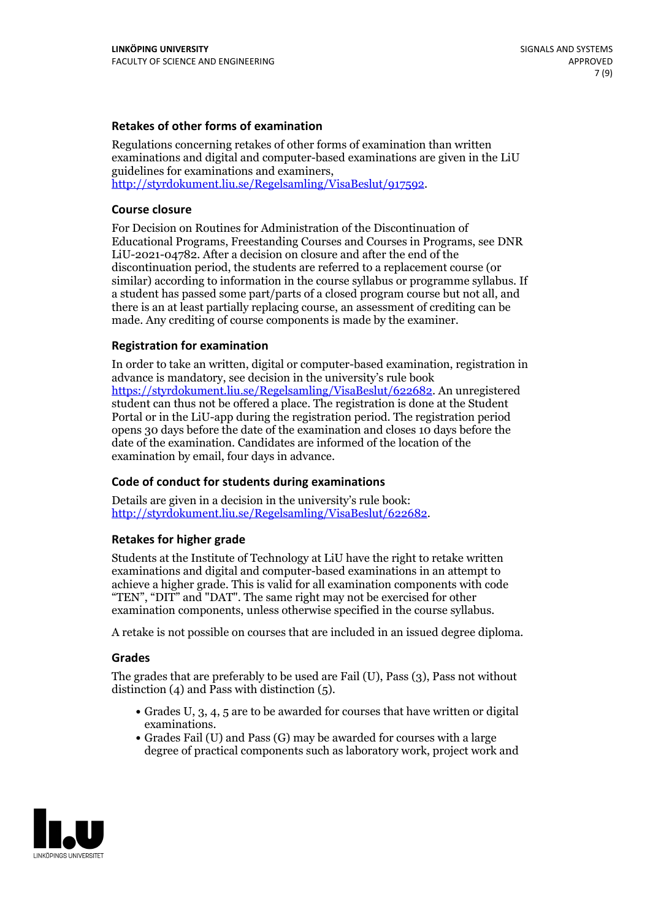### Retakes of other forms of examination

Regulations concerning retakes of other forms of examination than written examinations and digital and computer-based examinations are given in the LiU guidelines for examinations and examiners, http://styrdokument.liu.se/Regelsamling/VisaBeslut/917592.

### Course closure

For Decision on Routines for Administration of the Discontinuation of Educational Programs, Freestanding Courses and Courses in Programs, see DNR LiU-2021-04782. After a decision on closure and after the end of the discontinuation period, the students are referred to a replacement course (or similar) according to information in the course syllabus or programme syllabus. If a student has passed some part/parts of a closed program course but not all, and there is an at least partially replacing course, an assessment of crediting can be made. Any crediting of course components is made by the examiner.

### Registration for examination

In order to take an written, digital or computer-based examination, registration in advance is mandatory, see decision in the university's rule book https://styrdokument.liu.se/Regelsamling/VisaBeslut/622682. An unregistered student can thus not be offered a place. The registration is done at the Student Portal or in the LiU-app during the registration period. The registration period opens 30 days before the date of the examination and closes 10 days before the date of the examination. Candidates are informed of the location of the examination by email, four days in advance.

### Code of conduct for students during examinations

Details are given in a decision in the university's rule book: http://styrdokument.liu.se/Regelsamling/VisaBeslut/622682.

### Retakes for higher grade

Students at the Institute of Technology at LiU have the right to retake written examinations and digital and computer-based examinations in an attempt to achieve a higher grade. This is valid for all examination components with code "TEN", "DIT" and "DAT". The same right may not be exercised for other examination components, unless otherwise specified in the course syllabus.

A retake is not possible on courses that are included in an issued degree diploma.

### Grades

The grades that are preferably to be used are Fail (U), Pass (3), Pass not without distinction (4) and Pass with distinction (5).

- Grades U, 3, 4, 5 are to be awarded for courses that have written or digital examinations.
- Grades Fail (U) and Pass (G) may be awarded for courses with a large degree of practical components such as laboratory work, project work and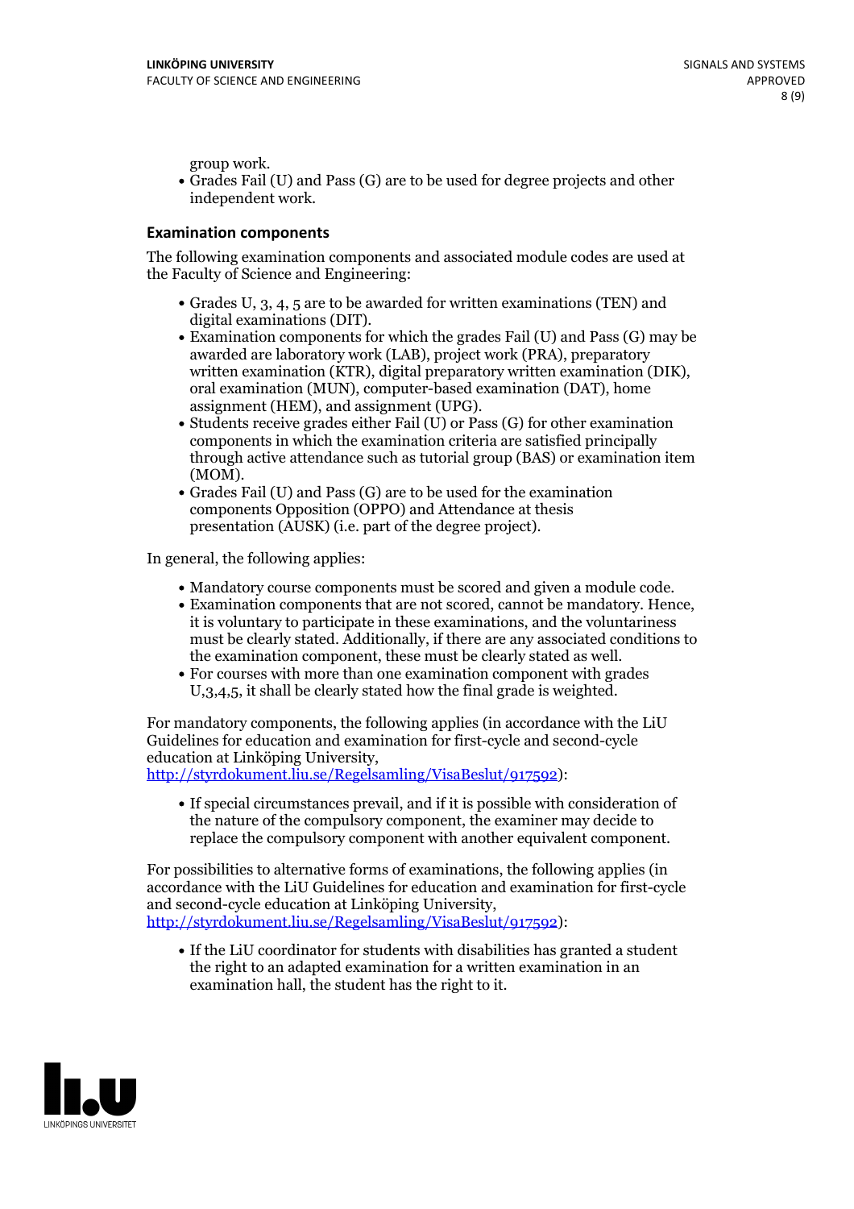group work.

- Grades Fail (U) and Pass (G) are to be used for degree projects and other independent work.

### Examination components

The following examination components and associated module codes are used at the Faculty of Science and Engineering:

- Grades U, 3, 4, 5 are to be awarded for written examinations (TEN) and digital examinations (DIT).
- Examination components for which the grades Fail (U) and Pass (G) may be awarded are laboratory work (LAB), project work (PRA), preparatory written examination (KTR), digital preparatory written examination (DIK), oral examination (MUN), computer-based examination (DAT), home assignment (HEM), and assignment (UPG).
- Students receive grades either Fail (U) or Pass (G) for other examination components in which the examination criteria are satisfied principally through active attendance such as tutorial group (BAS) or examination item (MOM).
- Grades Fail (U) and Pass (G) are to be used for the examination components Opposition (OPPO) and Attendance at thesis presentation (AUSK) (i.e. part of the degree project).

In general, the following applies:

- Mandatory course components must be scored and given a module code.
- Examination components that are not scored, cannot be mandatory. Hence, it is voluntary to participate in these examinations, and the voluntariness must be clearly stated. Additionally, if there are any associated conditions to the examination component, these must be clearly stated as well.
- For courses with more than one examination component with grades U,3,4,5, it shall be clearly stated how the final grade is weighted.

For mandatory components, the following applies (in accordance with the LiU Guidelines for education and examination for first-cycle and second-cycle education at Linköping University, http://styrdokument.liu.se/Regelsamling/VisaBeslut/917592):

- If special circumstances prevail, and if it is possible with consideration of the nature of the compulsory component, the examiner may decide to replace the compulsory component with another equivalent component.

For possibilities to alternative forms of examinations, the following applies (in accordance with the LiU Guidelines for education and examination for first-cycle and second-cycle education at Linköping University, http://styrdokument.liu.se/Regelsamling/VisaBeslut/917592):

- If the LiU coordinator for students with disabilities has granted a student the right to an adapted examination for a written examination in an examination hall, the student has the right to it.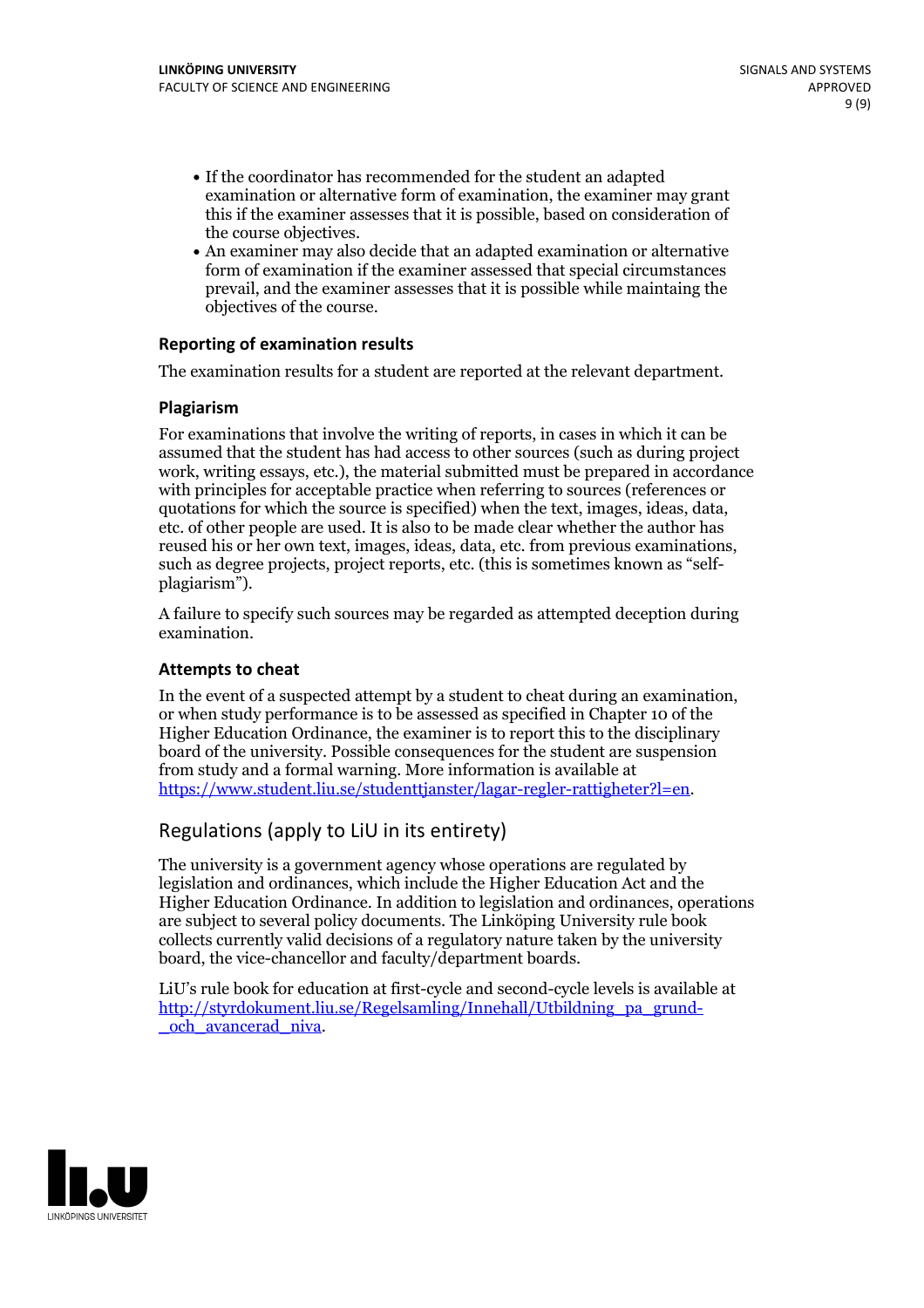- If the coordinator has recommended for the student an adapted examination or alternative form of examination, the examiner may grant this if the examiner assesses that it is possible, based on consideration of the course objectives.
- An examiner may also decide that an adapted examination or alternative form of examination if the examiner assessed that special circumstances prevail, and the examiner assesses that it is possible while maintaing the objectives of the course.

### Reporting of examination results

The examination results for a student are reported at the relevant department.

### Plagiarism

For examinations that involve the writing of reports, in cases in which it can be assumed that the student has had access to other sources (such as during project work, writing essays, etc.), the material submitted must be prepared in accordance with principles for acceptable practice when referring to sources (references or quotations for which the source is specified) when the text, images, ideas, data, etc. of other people are used. It is also to be made clear whether the author has reused his or her own text, images, ideas, data, etc. from previous examinations, such as degree projects, project reports, etc. (this is sometimes known as "self-plagiarism").

A failure to specify such sources may be regarded as attempted deception during examination.

### Attempts to cheat

In the event of a suspected attempt by a student to cheat during an examination, or when study performance is to be assessed as specified in Chapter 10 of the Higher Education Ordinance, the examiner is to report this to the disciplinary board of the university. Possible consequences for the student are suspension from study and a formal warning. More information is available at https://www.student.liu.se/studenttjanster/lagar-regler-rattigheter?l=en.

## Regulations (apply to LiU in its entirety)

The university is a government agency whose operations are regulated by legislation and ordinances, which include the Higher Education Act and the Higher Education Ordinance. In addition to legislation and ordinances, operations are subject to several policy documents. The Linköping University rule book collects currently valid decisions of a regulatory nature taken by the university board, the vice-chancellor and faculty/department boards.

LiU's rule book for education at first-cycle and second-cycle levels is available at http://styrdokument.liu.se/Regelsamling/Innehall/Utbildning_pa_grund-_och_avancerad_niva.